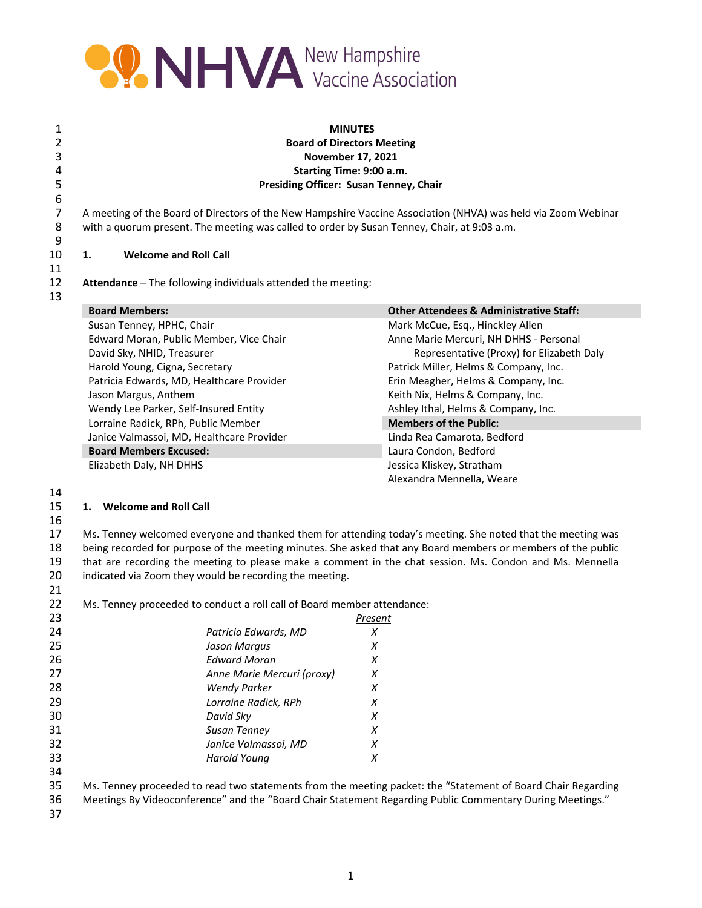**MINUTES**
**Board of Directors Meeting**
**November 17, 2021**
**Starting Time: 9:00 a.m.**
**Presiding Officer: Susan Tenney, Chair**

A meeting of the Board of Directors of the New Hampshire Vaccine Association (NHVA) was held via Zoom Webinar with a quorum present. The meeting was called to order by Susan Tenney, Chair, at 9:03 a.m.

## 1. Welcome and Roll Call

**Attendance** – The following individuals attended the meeting:

| Board Members: | Other Attendees & Administrative Staff: |
|---|---|
| Susan Tenney, HPHC, Chair | Mark McCue, Esq., Hinckley Allen |
| Edward Moran, Public Member, Vice Chair | Anne Marie Mercuri, NH DHHS - Personal Representative (Proxy) for Elizabeth Daly |
| David Sky, NHID, Treasurer | Patrick Miller, Helms & Company, Inc. |
| Harold Young, Cigna, Secretary | Erin Meagher, Helms & Company, Inc. |
| Patricia Edwards, MD, Healthcare Provider | Keith Nix, Helms & Company, Inc. |
| Jason Margus, Anthem | Ashley Ithal, Helms & Company, Inc. |
| Wendy Lee Parker, Self-Insured Entity | **Members of the Public:** |
| Lorraine Radick, RPh, Public Member | Linda Rea Camarota, Bedford |
| Janice Valmassoi, MD, Healthcare Provider | Laura Condon, Bedford |
| **Board Members Excused:** | Jessica Kliskey, Stratham |
| Elizabeth Daly, NH DHHS | Alexandra Mennella, Weare |

## 1. Welcome and Roll Call

Ms. Tenney welcomed everyone and thanked them for attending today's meeting. She noted that the meeting was being recorded for purpose of the meeting minutes. She asked that any Board members or members of the public that are recording the meeting to please make a comment in the chat session. Ms. Condon and Ms. Mennella indicated via Zoom they would be recording the meeting.

Ms. Tenney proceeded to conduct a roll call of Board member attendance:

| | Present |
|---|---|
| *Patricia Edwards, MD* | *X* |
| *Jason Margus* | *X* |
| *Edward Moran* | *X* |
| *Anne Marie Mercuri (proxy)* | *X* |
| *Wendy Parker* | *X* |
| *Lorraine Radick, RPh* | *X* |
| *David Sky* | *X* |
| *Susan Tenney* | *X* |
| *Janice Valmassoi, MD* | *X* |
| *Harold Young* | *X* |

Ms. Tenney proceeded to read two statements from the meeting packet: the "Statement of Board Chair Regarding Meetings By Videoconference" and the "Board Chair Statement Regarding Public Commentary During Meetings."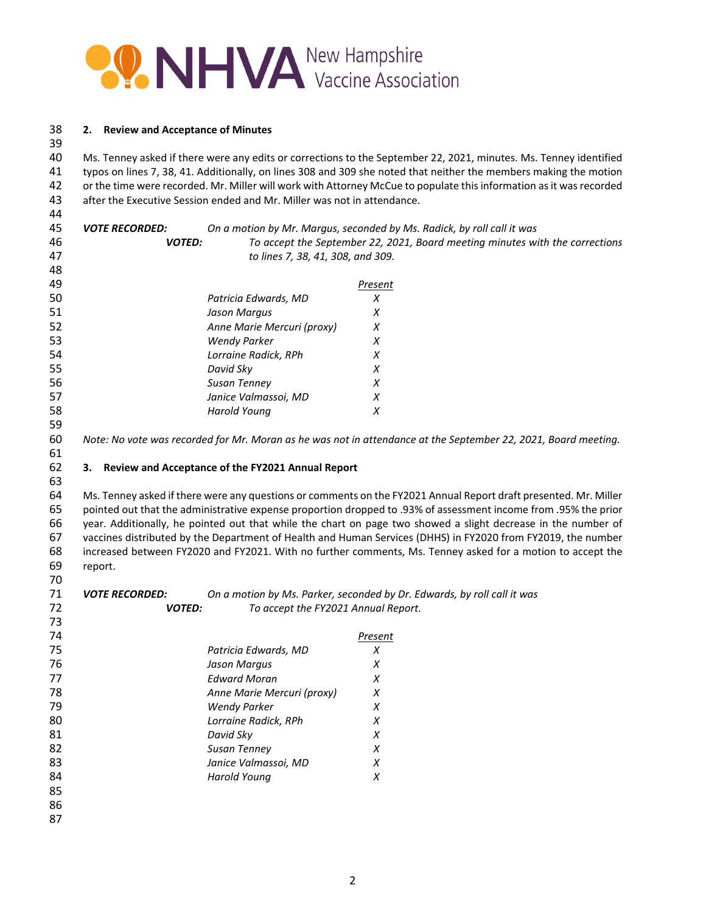## 2. Review and Acceptance of Minutes

Ms. Tenney asked if there were any edits or corrections to the September 22, 2021, minutes. Ms. Tenney identified typos on lines 7, 38, 41. Additionally, on lines 308 and 309 she noted that neither the members making the motion or the time were recorded. Mr. Miller will work with Attorney McCue to populate this information as it was recorded after the Executive Session ended and Mr. Miller was not in attendance.

***VOTE RECORDED:*** *On a motion by Mr. Margus, seconded by Ms. Radick, by roll call it was*

***VOTED:*** *To accept the September 22, 2021, Board meeting minutes with the corrections to lines 7, 38, 41, 308, and 309.*

| | *Present* |
|---|---|
| *Patricia Edwards, MD* | *X* |
| *Jason Margus* | *X* |
| *Anne Marie Mercuri (proxy)* | *X* |
| *Wendy Parker* | *X* |
| *Lorraine Radick, RPh* | *X* |
| *David Sky* | *X* |
| *Susan Tenney* | *X* |
| *Janice Valmassoi, MD* | *X* |
| *Harold Young* | *X* |

*Note: No vote was recorded for Mr. Moran as he was not in attendance at the September 22, 2021, Board meeting.*

## 3. Review and Acceptance of the FY2021 Annual Report

Ms. Tenney asked if there were any questions or comments on the FY2021 Annual Report draft presented. Mr. Miller pointed out that the administrative expense proportion dropped to .93% of assessment income from .95% the prior year. Additionally, he pointed out that while the chart on page two showed a slight decrease in the number of vaccines distributed by the Department of Health and Human Services (DHHS) in FY2020 from FY2019, the number increased between FY2020 and FY2021. With no further comments, Ms. Tenney asked for a motion to accept the report.

***VOTE RECORDED:*** *On a motion by Ms. Parker, seconded by Dr. Edwards, by roll call it was*

***VOTED:*** *To accept the FY2021 Annual Report.*

| | *Present* |
|---|---|
| *Patricia Edwards, MD* | *X* |
| *Jason Margus* | *X* |
| *Edward Moran* | *X* |
| *Anne Marie Mercuri (proxy)* | *X* |
| *Wendy Parker* | *X* |
| *Lorraine Radick, RPh* | *X* |
| *David Sky* | *X* |
| *Susan Tenney* | *X* |
| *Janice Valmassoi, MD* | *X* |
| *Harold Young* | *X* |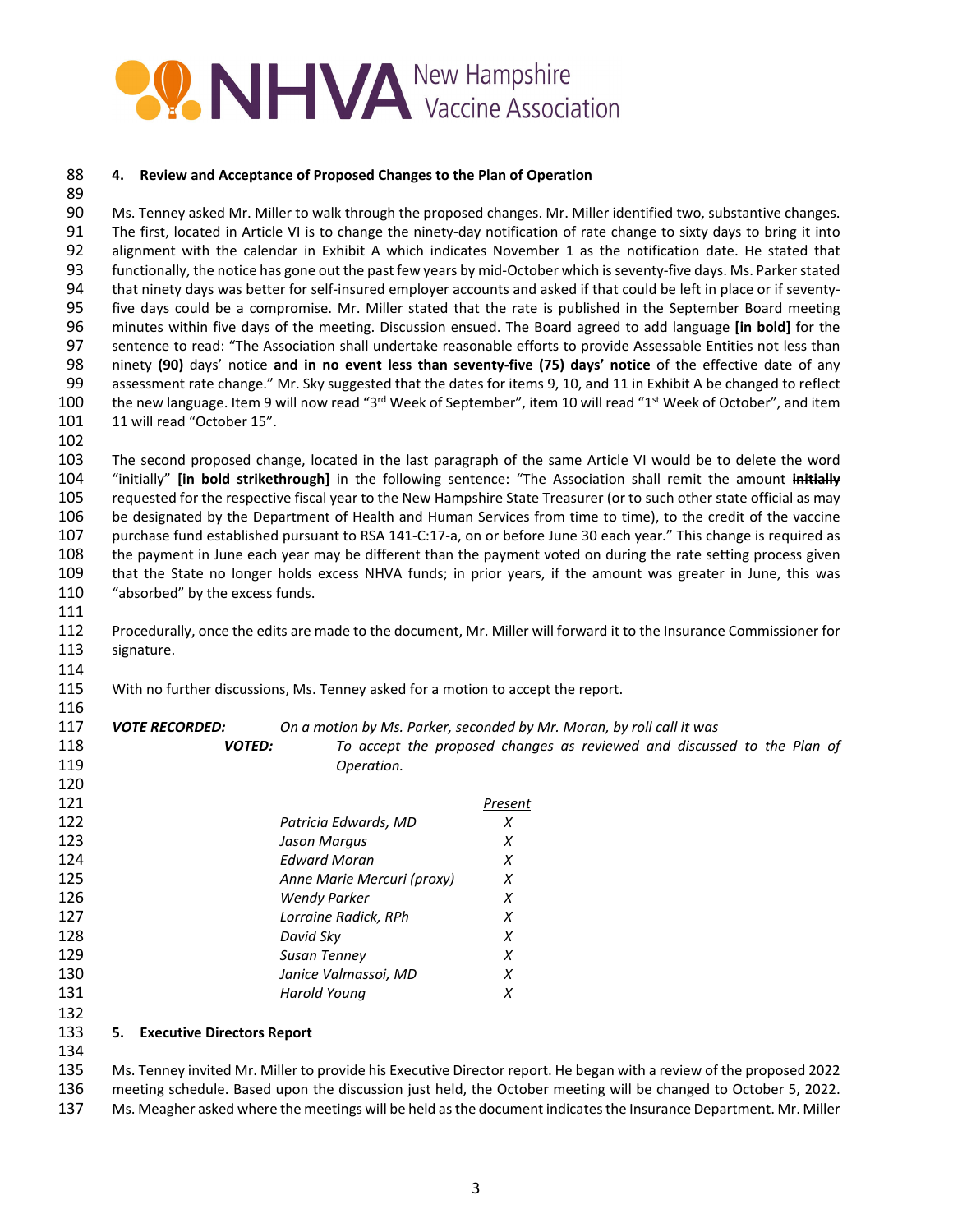### 4. Review and Acceptance of Proposed Changes to the Plan of Operation

Ms. Tenney asked Mr. Miller to walk through the proposed changes. Mr. Miller identified two, substantive changes. The first, located in Article VI is to change the ninety-day notification of rate change to sixty days to bring it into alignment with the calendar in Exhibit A which indicates November 1 as the notification date. He stated that functionally, the notice has gone out the past few years by mid-October which is seventy-five days. Ms. Parker stated that ninety days was better for self-insured employer accounts and asked if that could be left in place or if seventy-five days could be a compromise. Mr. Miller stated that the rate is published in the September Board meeting minutes within five days of the meeting. Discussion ensued. The Board agreed to add language **[in bold]** for the sentence to read: "The Association shall undertake reasonable efforts to provide Assessable Entities not less than ninety **(90)** days' notice **and in no event less than seventy-five (75) days' notice** of the effective date of any assessment rate change." Mr. Sky suggested that the dates for items 9, 10, and 11 in Exhibit A be changed to reflect the new language. Item 9 will now read "3rd Week of September", item 10 will read "1st Week of October", and item 11 will read "October 15".

The second proposed change, located in the last paragraph of the same Article VI would be to delete the word "initially" **[in bold strikethrough]** in the following sentence: "The Association shall remit the amount **~~initially~~** requested for the respective fiscal year to the New Hampshire State Treasurer (or to such other state official as may be designated by the Department of Health and Human Services from time to time), to the credit of the vaccine purchase fund established pursuant to RSA 141-C:17-a, on or before June 30 each year." This change is required as the payment in June each year may be different than the payment voted on during the rate setting process given that the State no longer holds excess NHVA funds; in prior years, if the amount was greater in June, this was "absorbed" by the excess funds.

Procedurally, once the edits are made to the document, Mr. Miller will forward it to the Insurance Commissioner for signature.

With no further discussions, Ms. Tenney asked for a motion to accept the report.

***VOTE RECORDED:*** *On a motion by Ms. Parker, seconded by Mr. Moran, by roll call it was*

***VOTED:*** *To accept the proposed changes as reviewed and discussed to the Plan of Operation.*

| | *Present* |
|---|---|
| *Patricia Edwards, MD* | *X* |
| *Jason Margus* | *X* |
| *Edward Moran* | *X* |
| *Anne Marie Mercuri (proxy)* | *X* |
| *Wendy Parker* | *X* |
| *Lorraine Radick, RPh* | *X* |
| *David Sky* | *X* |
| *Susan Tenney* | *X* |
| *Janice Valmassoi, MD* | *X* |
| *Harold Young* | *X* |

### 5. Executive Directors Report

Ms. Tenney invited Mr. Miller to provide his Executive Director report. He began with a review of the proposed 2022 meeting schedule. Based upon the discussion just held, the October meeting will be changed to October 5, 2022. Ms. Meagher asked where the meetings will be held as the document indicates the Insurance Department. Mr. Miller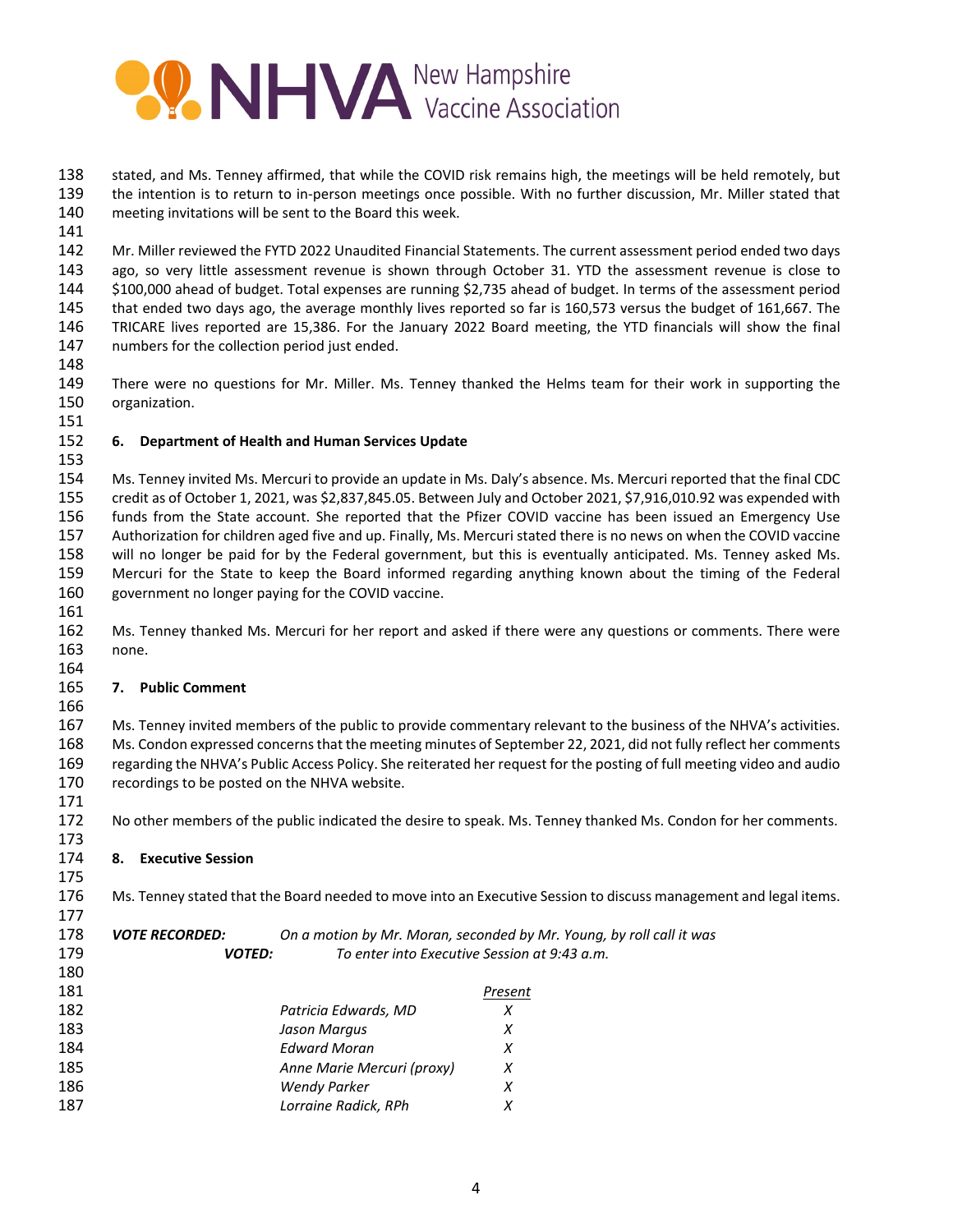stated, and Ms. Tenney affirmed, that while the COVID risk remains high, the meetings will be held remotely, but the intention is to return to in-person meetings once possible. With no further discussion, Mr. Miller stated that meeting invitations will be sent to the Board this week.

Mr. Miller reviewed the FYTD 2022 Unaudited Financial Statements. The current assessment period ended two days ago, so very little assessment revenue is shown through October 31. YTD the assessment revenue is close to $100,000 ahead of budget. Total expenses are running $2,735 ahead of budget. In terms of the assessment period that ended two days ago, the average monthly lives reported so far is 160,573 versus the budget of 161,667. The TRICARE lives reported are 15,386. For the January 2022 Board meeting, the YTD financials will show the final numbers for the collection period just ended.

There were no questions for Mr. Miller. Ms. Tenney thanked the Helms team for their work in supporting the organization.

**6. Department of Health and Human Services Update**

Ms. Tenney invited Ms. Mercuri to provide an update in Ms. Daly's absence. Ms. Mercuri reported that the final CDC credit as of October 1, 2021, was $2,837,845.05. Between July and October 2021, $7,916,010.92 was expended with funds from the State account. She reported that the Pfizer COVID vaccine has been issued an Emergency Use Authorization for children aged five and up. Finally, Ms. Mercuri stated there is no news on when the COVID vaccine will no longer be paid for by the Federal government, but this is eventually anticipated. Ms. Tenney asked Ms. Mercuri for the State to keep the Board informed regarding anything known about the timing of the Federal government no longer paying for the COVID vaccine.

Ms. Tenney thanked Ms. Mercuri for her report and asked if there were any questions or comments. There were none.

**7. Public Comment**

Ms. Tenney invited members of the public to provide commentary relevant to the business of the NHVA's activities. Ms. Condon expressed concerns that the meeting minutes of September 22, 2021, did not fully reflect her comments regarding the NHVA's Public Access Policy. She reiterated her request for the posting of full meeting video and audio recordings to be posted on the NHVA website.

No other members of the public indicated the desire to speak. Ms. Tenney thanked Ms. Condon for her comments.

**8. Executive Session**

Ms. Tenney stated that the Board needed to move into an Executive Session to discuss management and legal items.

***VOTE RECORDED:*** *On a motion by Mr. Moran, seconded by Mr. Young, by roll call it was*
***VOTED:*** *To enter into Executive Session at 9:43 a.m.*

| | *Present* |
|---|---|
| *Patricia Edwards, MD* | *X* |
| *Jason Margus* | *X* |
| *Edward Moran* | *X* |
| *Anne Marie Mercuri (proxy)* | *X* |
| *Wendy Parker* | *X* |
| *Lorraine Radick, RPh* | *X* |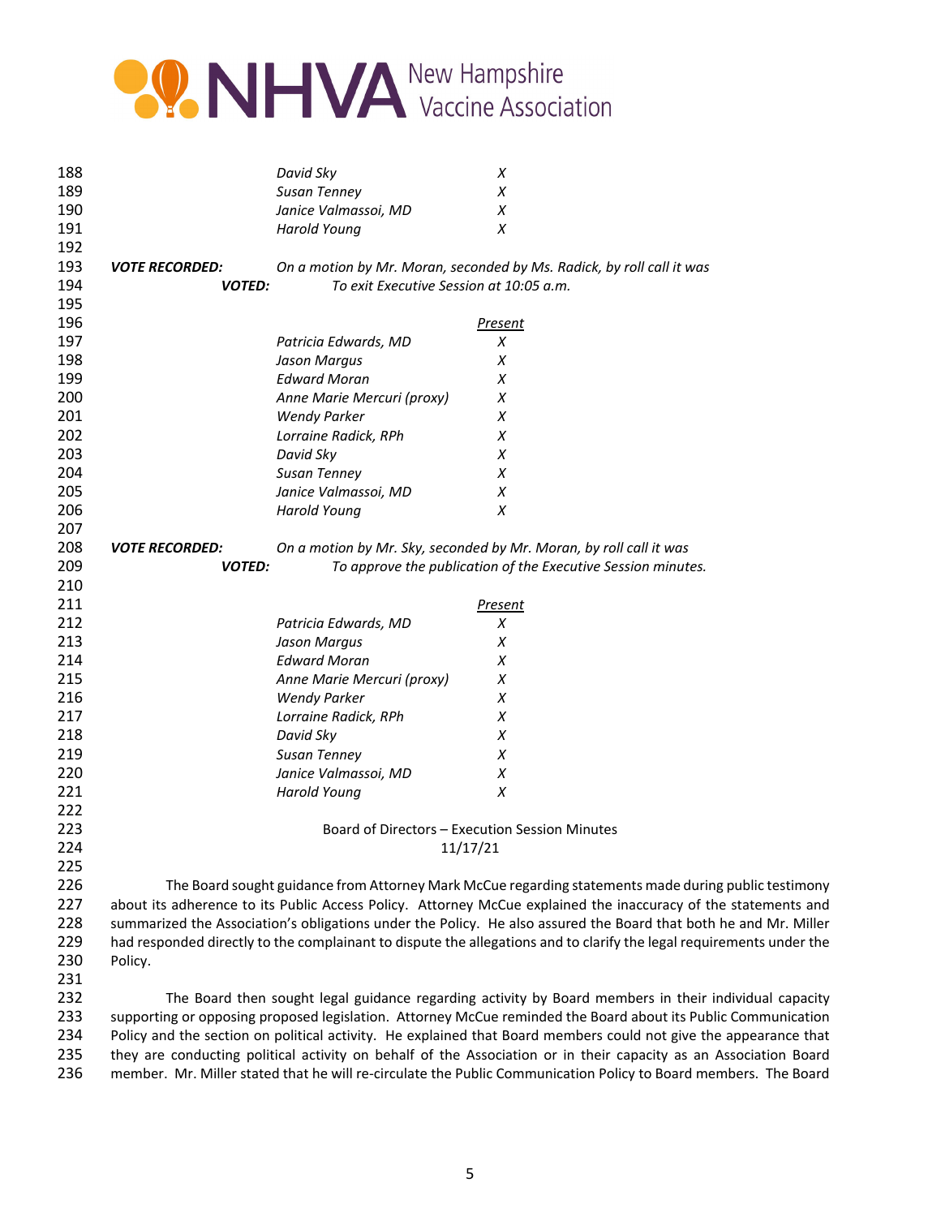| | |
|---|---|
| *David Sky* | *X* |
| *Susan Tenney* | *X* |
| *Janice Valmassoi, MD* | *X* |
| *Harold Young* | *X* |

***VOTE RECORDED:*** *On a motion by Mr. Moran, seconded by Ms. Radick, by roll call it was*
***VOTED:*** *To exit Executive Session at 10:05 a.m.*

| | *Present* |
|---|---|
| *Patricia Edwards, MD* | *X* |
| *Jason Margus* | *X* |
| *Edward Moran* | *X* |
| *Anne Marie Mercuri (proxy)* | *X* |
| *Wendy Parker* | *X* |
| *Lorraine Radick, RPh* | *X* |
| *David Sky* | *X* |
| *Susan Tenney* | *X* |
| *Janice Valmassoi, MD* | *X* |
| *Harold Young* | *X* |

***VOTE RECORDED:*** *On a motion by Mr. Sky, seconded by Mr. Moran, by roll call it was*
***VOTED:*** *To approve the publication of the Executive Session minutes.*

| | *Present* |
|---|---|
| *Patricia Edwards, MD* | *X* |
| *Jason Margus* | *X* |
| *Edward Moran* | *X* |
| *Anne Marie Mercuri (proxy)* | *X* |
| *Wendy Parker* | *X* |
| *Lorraine Radick, RPh* | *X* |
| *David Sky* | *X* |
| *Susan Tenney* | *X* |
| *Janice Valmassoi, MD* | *X* |
| *Harold Young* | *X* |

Board of Directors – Execution Session Minutes
11/17/21

The Board sought guidance from Attorney Mark McCue regarding statements made during public testimony about its adherence to its Public Access Policy. Attorney McCue explained the inaccuracy of the statements and summarized the Association's obligations under the Policy. He also assured the Board that both he and Mr. Miller had responded directly to the complainant to dispute the allegations and to clarify the legal requirements under the Policy.

The Board then sought legal guidance regarding activity by Board members in their individual capacity supporting or opposing proposed legislation. Attorney McCue reminded the Board about its Public Communication Policy and the section on political activity. He explained that Board members could not give the appearance that they are conducting political activity on behalf of the Association or in their capacity as an Association Board member. Mr. Miller stated that he will re-circulate the Public Communication Policy to Board members. The Board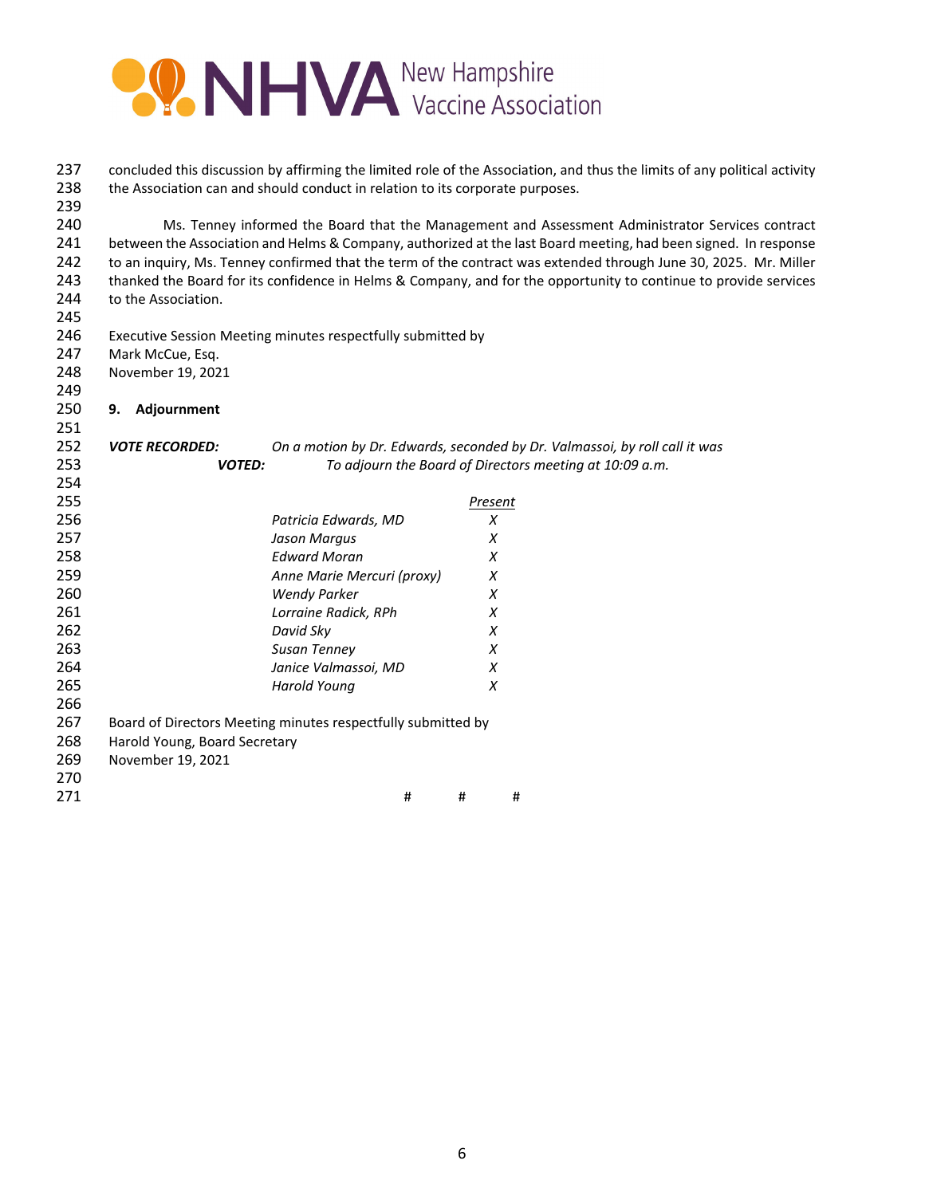concluded this discussion by affirming the limited role of the Association, and thus the limits of any political activity the Association can and should conduct in relation to its corporate purposes.

Ms. Tenney informed the Board that the Management and Assessment Administrator Services contract between the Association and Helms & Company, authorized at the last Board meeting, had been signed. In response to an inquiry, Ms. Tenney confirmed that the term of the contract was extended through June 30, 2025. Mr. Miller thanked the Board for its confidence in Helms & Company, and for the opportunity to continue to provide services to the Association.

Executive Session Meeting minutes respectfully submitted by
Mark McCue, Esq.
November 19, 2021

**9. Adjournment**

***VOTE RECORDED:*** *On a motion by Dr. Edwards, seconded by Dr. Valmassoi, by roll call it was*
***VOTED:*** *To adjourn the Board of Directors meeting at 10:09 a.m.*

| | *Present* |
|---|---|
| *Patricia Edwards, MD* | *X* |
| *Jason Margus* | *X* |
| *Edward Moran* | *X* |
| *Anne Marie Mercuri (proxy)* | *X* |
| *Wendy Parker* | *X* |
| *Lorraine Radick, RPh* | *X* |
| *David Sky* | *X* |
| *Susan Tenney* | *X* |
| *Janice Valmassoi, MD* | *X* |
| *Harold Young* | *X* |

Board of Directors Meeting minutes respectfully submitted by
Harold Young, Board Secretary
November 19, 2021

# # #